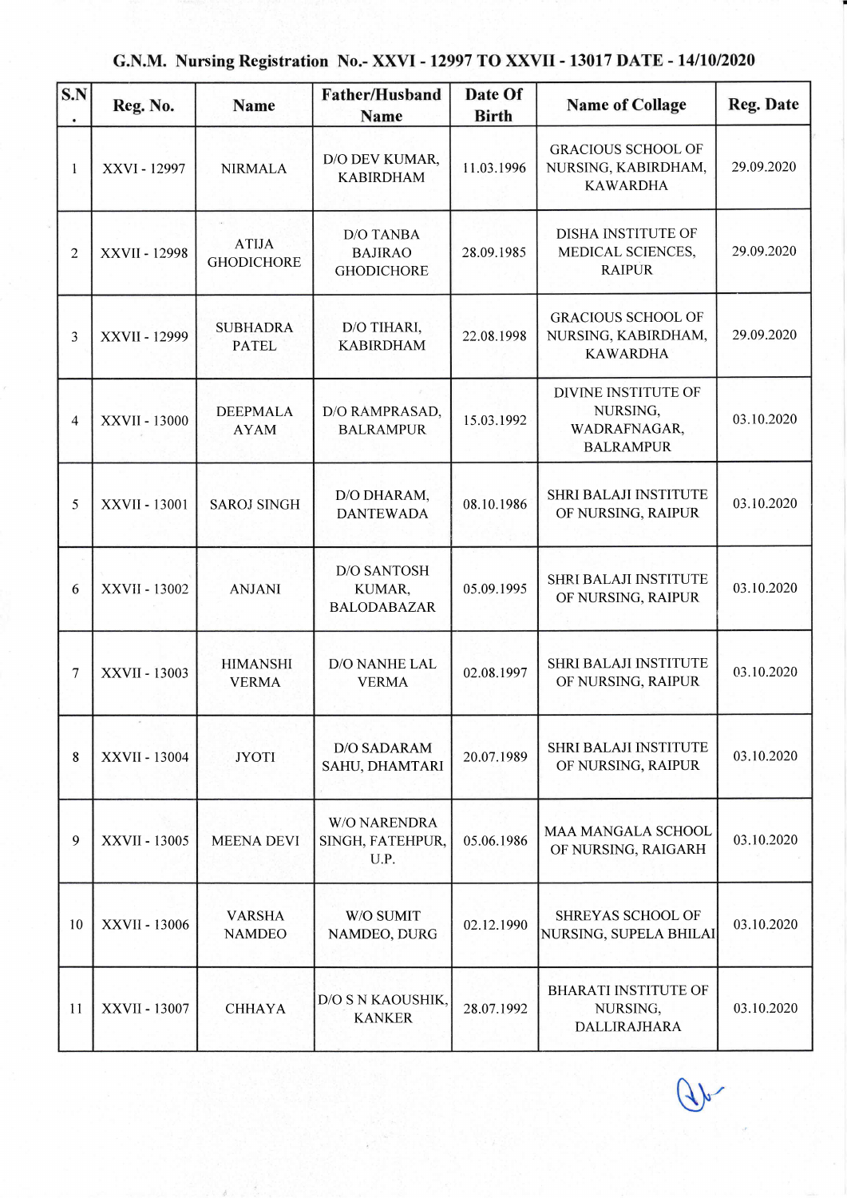# G.N.M. Nursing Registration No.- XXVI - 12997 TO XXVII - 13017 DATE - 14/10/2020

| S.N. | Reg. No. | Name | Father/Husband Name | Date Of Birth | Name of Collage | Reg. Date |
|---|---|---|---|---|---|---|
| 1 | XXVI - 12997 | NIRMALA | D/O DEV KUMAR, KABIRDHAM | 11.03.1996 | GRACIOUS SCHOOL OF NURSING, KABIRDHAM, KAWARDHA | 29.09.2020 |
| 2 | XXVII - 12998 | ATIJA GHODICHORE | D/O TANBA BAJIRAO GHODICHORE | 28.09.1985 | DISHA INSTITUTE OF MEDICAL SCIENCES, RAIPUR | 29.09.2020 |
| 3 | XXVII - 12999 | SUBHADRA PATEL | D/O TIHARI, KABIRDHAM | 22.08.1998 | GRACIOUS SCHOOL OF NURSING, KABIRDHAM, KAWARDHA | 29.09.2020 |
| 4 | XXVII - 13000 | DEEPMALA AYAM | D/O RAMPRASAD, BALRAMPUR | 15.03.1992 | DIVINE INSTITUTE OF NURSING, WADRAFNAGAR, BALRAMPUR | 03.10.2020 |
| 5 | XXVII - 13001 | SAROJ SINGH | D/O DHARAM, DANTEWADA | 08.10.1986 | SHRI BALAJI INSTITUTE OF NURSING, RAIPUR | 03.10.2020 |
| 6 | XXVII - 13002 | ANJANI | D/O SANTOSH KUMAR, BALODABAZAR | 05.09.1995 | SHRI BALAJI INSTITUTE OF NURSING, RAIPUR | 03.10.2020 |
| 7 | XXVII - 13003 | HIMANSHI VERMA | D/O NANHE LAL VERMA | 02.08.1997 | SHRI BALAJI INSTITUTE OF NURSING, RAIPUR | 03.10.2020 |
| 8 | XXVII - 13004 | JYOTI | D/O SADARAM SAHU, DHAMTARI | 20.07.1989 | SHRI BALAJI INSTITUTE OF NURSING, RAIPUR | 03.10.2020 |
| 9 | XXVII - 13005 | MEENA DEVI | W/O NARENDRA SINGH, FATEHPUR, U.P. | 05.06.1986 | MAA MANGALA SCHOOL OF NURSING, RAIGARH | 03.10.2020 |
| 10 | XXVII - 13006 | VARSHA NAMDEO | W/O SUMIT NAMDEO, DURG | 02.12.1990 | SHREYAS SCHOOL OF NURSING, SUPELA BHILAI | 03.10.2020 |
| 11 | XXVII - 13007 | CHHAYA | D/O S N KAOUSHIK, KANKER | 28.07.1992 | BHARATI INSTITUTE OF NURSING, DALLIRAJHARA | 03.10.2020 |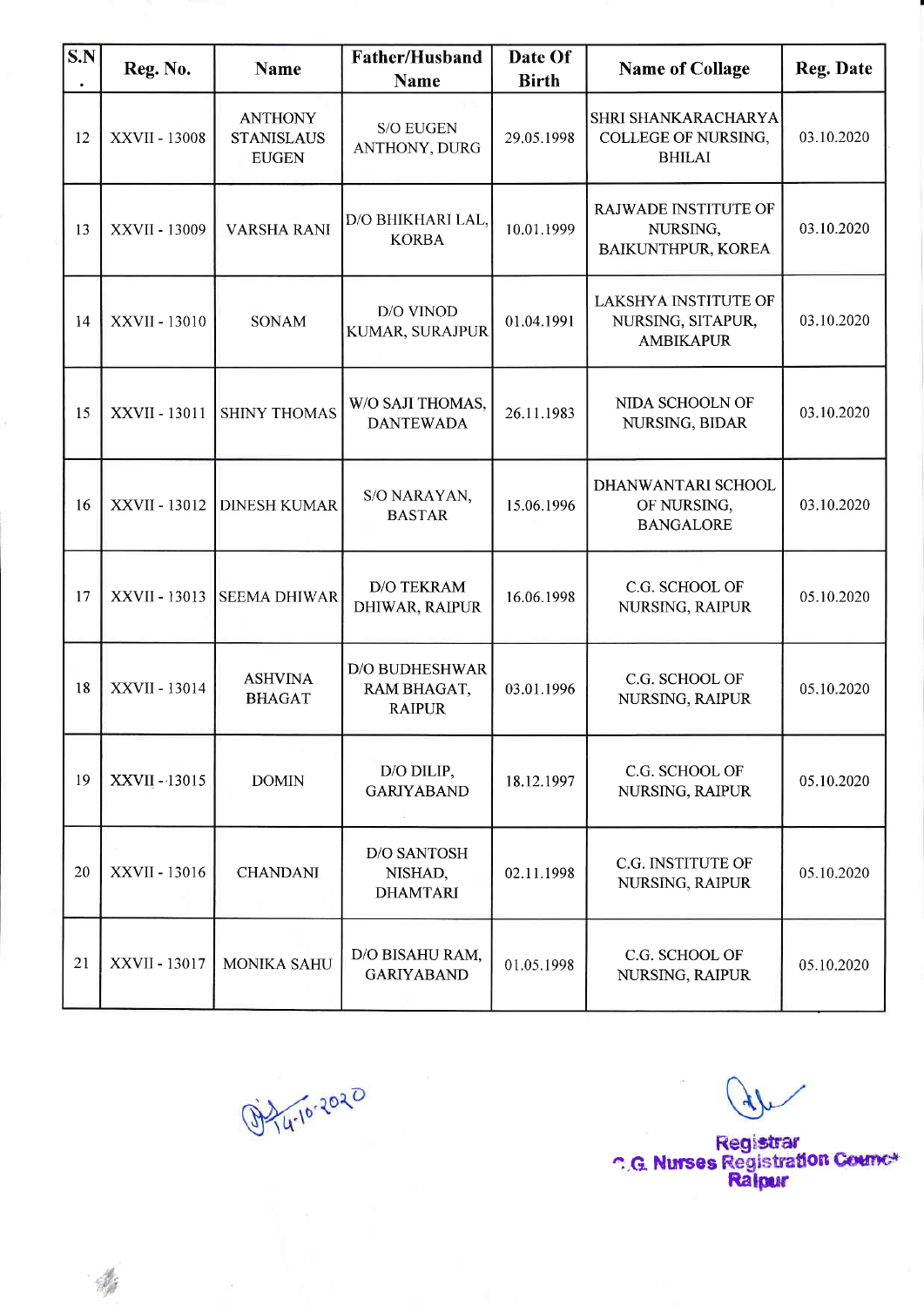| S.N. | Reg. No. | Name | Father/Husband Name | Date Of Birth | Name of Collage | Reg. Date |
|---|---|---|---|---|---|---|
| 12 | XXVII - 13008 | ANTHONY STANISLAUS EUGEN | S/O EUGEN ANTHONY, DURG | 29.05.1998 | SHRI SHANKARACHARYA COLLEGE OF NURSING, BHILAI | 03.10.2020 |
| 13 | XXVII - 13009 | VARSHA RANI | D/O BHIKHARI LAL, KORBA | 10.01.1999 | RAJWADE INSTITUTE OF NURSING, BAIKUNTHPUR, KOREA | 03.10.2020 |
| 14 | XXVII - 13010 | SONAM | D/O VINOD KUMAR, SURAJPUR | 01.04.1991 | LAKSHYA INSTITUTE OF NURSING, SITAPUR, AMBIKAPUR | 03.10.2020 |
| 15 | XXVII - 13011 | SHINY THOMAS | W/O SAJI THOMAS, DANTEWADA | 26.11.1983 | NIDA SCHOOLN OF NURSING, BIDAR | 03.10.2020 |
| 16 | XXVII - 13012 | DINESH KUMAR | S/O NARAYAN, BASTAR | 15.06.1996 | DHANWANTARI SCHOOL OF NURSING, BANGALORE | 03.10.2020 |
| 17 | XXVII - 13013 | SEEMA DHIWAR | D/O TEKRAM DHIWAR, RAIPUR | 16.06.1998 | C.G. SCHOOL OF NURSING, RAIPUR | 05.10.2020 |
| 18 | XXVII - 13014 | ASHVINA BHAGAT | D/O BUDHESHWAR RAM BHAGAT, RAIPUR | 03.01.1996 | C.G. SCHOOL OF NURSING, RAIPUR | 05.10.2020 |
| 19 | XXVII - 13015 | DOMIN | D/O DILIP, GARIYABAND | 18.12.1997 | C.G. SCHOOL OF NURSING, RAIPUR | 05.10.2020 |
| 20 | XXVII - 13016 | CHANDANI | D/O SANTOSH NISHAD, DHAMTARI | 02.11.1998 | C.G. INSTITUTE OF NURSING, RAIPUR | 05.10.2020 |
| 21 | XXVII - 13017 | MONIKA SAHU | D/O BISAHU RAM, GARIYABAND | 01.05.1998 | C.G. SCHOOL OF NURSING, RAIPUR | 05.10.2020 |

14-10-2020

Registrar
C.G. Nurses Registration Council
Raipur